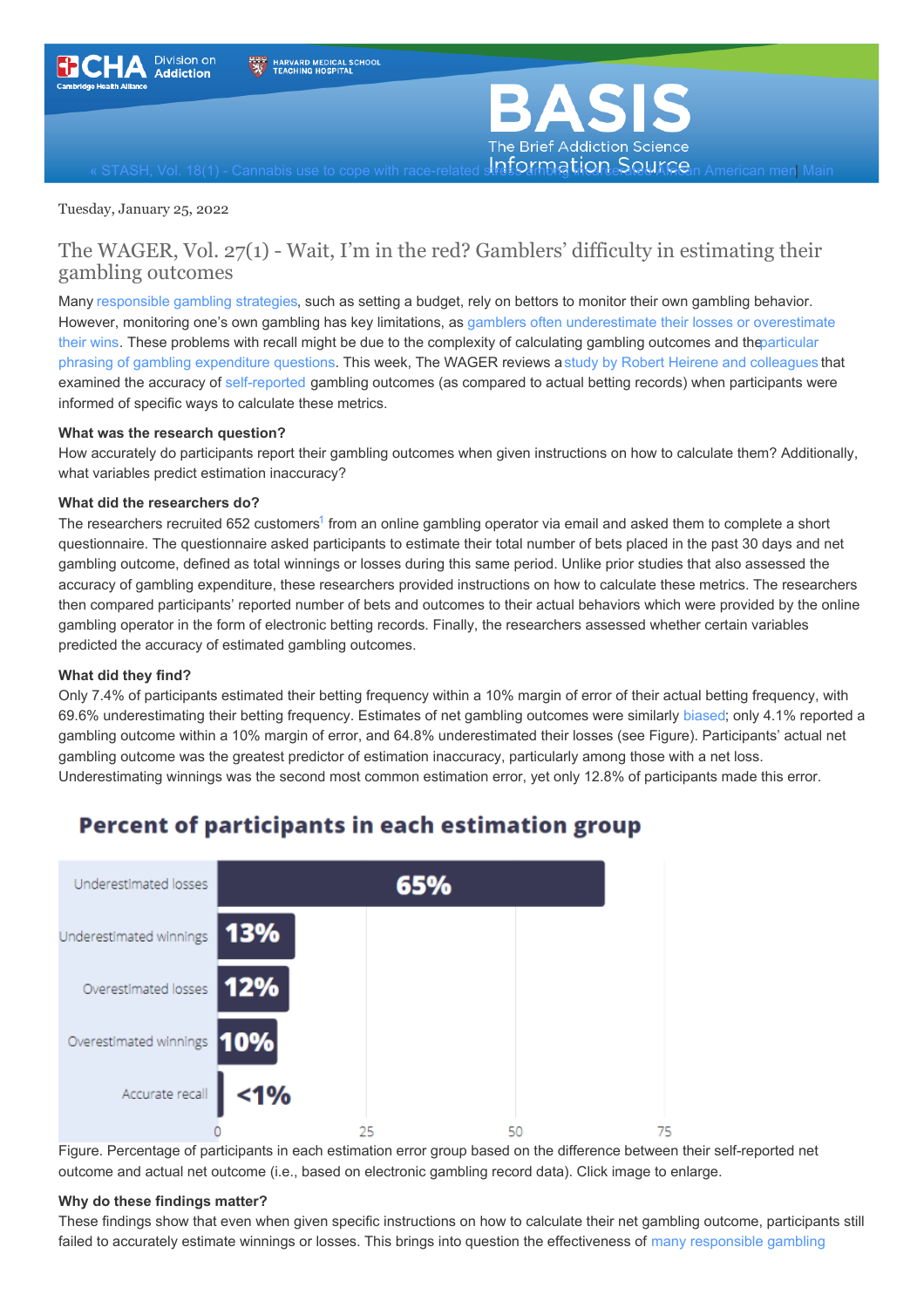« STASH, Vol. 18(1) - Cannabis use to cope with race-related stress among incarcerated African American men | Main

Tuesday, January 25, 2022

## The WAGER, Vol. 27(1) - Wait, I'm in the red? Gamblers' difficulty in estimating their gambling outcomes

Many responsible gambling strategies, such as setting a budget, rely on bettors to monitor their own gambling behavior. However, monitoring one's own gambling has key limitations, as gamblers often underestimate their losses or overestimate their wins. These problems with recall might be due to the complexity of calculating gambling outcomes and the particular phrasing of gambling expenditure questions. This week, The WAGER reviews a study by Robert Heirene and colleagues that examined the accuracy of self-reported gambling outcomes (as compared to actual betting records) when participants were informed of specific ways to calculate these metrics.

**What was the research question?**

How accurately do participants report their gambling outcomes when given instructions on how to calculate them? Additionally, what variables predict estimation inaccuracy?

**What did the researchers do?**

The researchers recruited 652 customers[1] from an online gambling operator via email and asked them to complete a short questionnaire. The questionnaire asked participants to estimate their total number of bets placed in the past 30 days and net gambling outcome, defined as total winnings or losses during this same period. Unlike prior studies that also assessed the accuracy of gambling expenditure, these researchers provided instructions on how to calculate these metrics. The researchers then compared participants' reported number of bets and outcomes to their actual behaviors which were provided by the online gambling operator in the form of electronic betting records. Finally, the researchers assessed whether certain variables predicted the accuracy of estimated gambling outcomes.

**What did they find?**

Only 7.4% of participants estimated their betting frequency within a 10% margin of error of their actual betting frequency, with 69.6% underestimating their betting frequency. Estimates of net gambling outcomes were similarly biased; only 4.1% reported a gambling outcome within a 10% margin of error, and 64.8% underestimated their losses (see Figure). Participants' actual net gambling outcome was the greatest predictor of estimation inaccuracy, particularly among those with a net loss. Underestimating winnings was the second most common estimation error, yet only 12.8% of participants made this error.

**Percent of participants in each estimation group**

| Estimation group | Percent |
|---|---|
| Underestimated losses | 65% |
| Underestimated winnings | 13% |
| Overestimated losses | 12% |
| Overestimated winnings | 10% |
| Accurate recall | <1% |

Figure. Percentage of participants in each estimation error group based on the difference between their self-reported net outcome and actual net outcome (i.e., based on electronic gambling record data). Click image to enlarge.

**Why do these findings matter?**

These findings show that even when given specific instructions on how to calculate their net gambling outcome, participants still failed to accurately estimate winnings or losses. This brings into question the effectiveness of many responsible gambling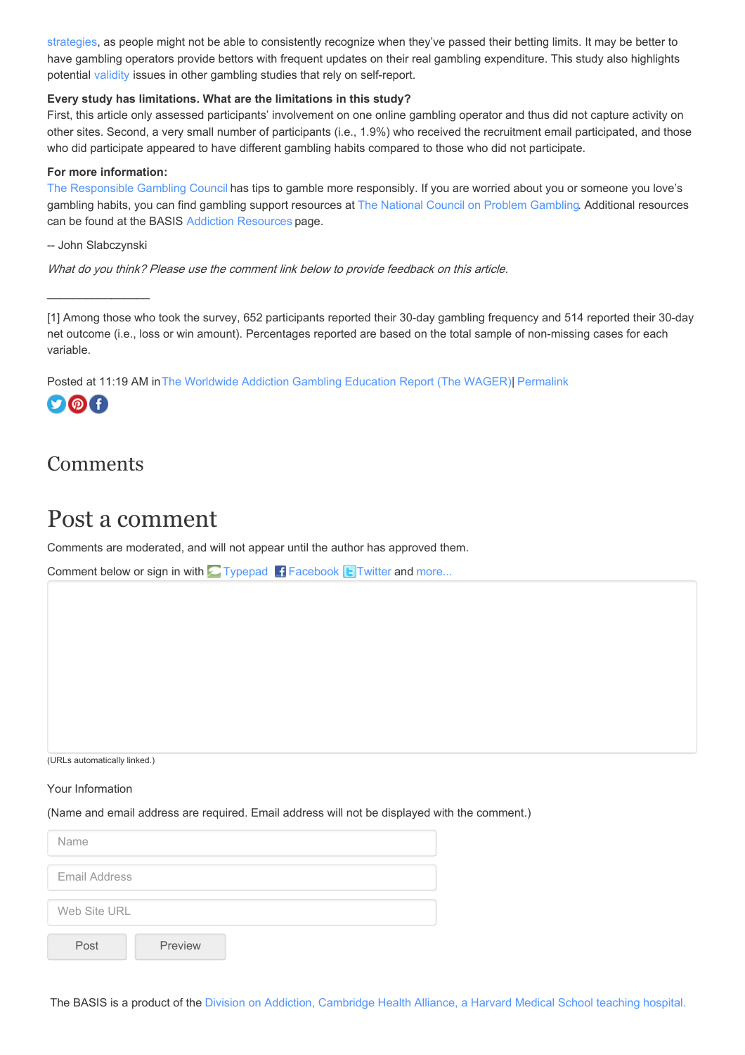strategies, as people might not be able to consistently recognize when they've passed their betting limits. It may be better to have gambling operators provide bettors with frequent updates on their real gambling expenditure. This study also highlights potential validity issues in other gambling studies that rely on self-report.

**Every study has limitations. What are the limitations in this study?**
First, this article only assessed participants' involvement on one online gambling operator and thus did not capture activity on other sites. Second, a very small number of participants (i.e., 1.9%) who received the recruitment email participated, and those who did participate appeared to have different gambling habits compared to those who did not participate.

**For more information:**
The Responsible Gambling Council has tips to gamble more responsibly. If you are worried about you or someone you love's gambling habits, you can find gambling support resources at The National Council on Problem Gambling. Additional resources can be found at the BASIS Addiction Resources page.

-- John Slabczynski

*What do you think? Please use the comment link below to provide feedback on this article.*

---

[1] Among those who took the survey, 652 participants reported their 30-day gambling frequency and 514 reported their 30-day net outcome (i.e., loss or win amount). Percentages reported are based on the total sample of non-missing cases for each variable.

Posted at 11:19 AM in The Worldwide Addiction Gambling Education Report (The WAGER) | Permalink

## Comments

## Post a comment

Comments are moderated, and will not appear until the author has approved them.

Comment below or sign in with Typepad Facebook Twitter and more...

(URLs automatically linked.)

Your Information

(Name and email address are required. Email address will not be displayed with the comment.)

Name

Email Address

Web Site URL

Post Preview

The BASIS is a product of the Division on Addiction, Cambridge Health Alliance, a Harvard Medical School teaching hospital.